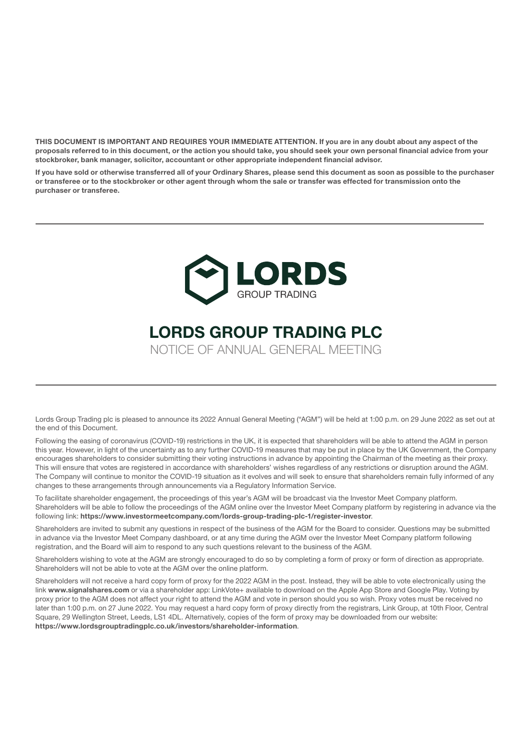**THIS DOCUMENT IS IMPORTANT AND REQUIRES YOUR IMMEDIATE ATTENTION. If you are in any doubt about any aspect of the proposals referred to in this document, or the action you should take, you should seek your own personal financial advice from your stockbroker, bank manager, solicitor, accountant or other appropriate independent financial advisor.**

**If you have sold or otherwise transferred all of your Ordinary Shares, please send this document as soon as possible to the purchaser or transferee or to the stockbroker or other agent through whom the sale or transfer was effected for transmission onto the purchaser or transferee.**

---

LORDS
GROUP TRADING

# LORDS GROUP TRADING PLC

## NOTICE OF ANNUAL GENERAL MEETING

---

Lords Group Trading plc is pleased to announce its 2022 Annual General Meeting ("AGM") will be held at 1:00 p.m. on 29 June 2022 as set out at the end of this Document.

Following the easing of coronavirus (COVID-19) restrictions in the UK, it is expected that shareholders will be able to attend the AGM in person this year. However, in light of the uncertainty as to any further COVID-19 measures that may be put in place by the UK Government, the Company encourages shareholders to consider submitting their voting instructions in advance by appointing the Chairman of the meeting as their proxy. This will ensure that votes are registered in accordance with shareholders' wishes regardless of any restrictions or disruption around the AGM. The Company will continue to monitor the COVID-19 situation as it evolves and will seek to ensure that shareholders remain fully informed of any changes to these arrangements through announcements via a Regulatory Information Service.

To facilitate shareholder engagement, the proceedings of this year's AGM will be broadcast via the Investor Meet Company platform. Shareholders will be able to follow the proceedings of the AGM online over the Investor Meet Company platform by registering in advance via the following link: **https://www.investormeetcompany.com/lords-group-trading-plc-1/register-investor**.

Shareholders are invited to submit any questions in respect of the business of the AGM for the Board to consider. Questions may be submitted in advance via the Investor Meet Company dashboard, or at any time during the AGM over the Investor Meet Company platform following registration, and the Board will aim to respond to any such questions relevant to the business of the AGM.

Shareholders wishing to vote at the AGM are strongly encouraged to do so by completing a form of proxy or form of direction as appropriate. Shareholders will not be able to vote at the AGM over the online platform.

Shareholders will not receive a hard copy form of proxy for the 2022 AGM in the post. Instead, they will be able to vote electronically using the link **www.signalshares.com** or via a shareholder app: LinkVote+ available to download on the Apple App Store and Google Play. Voting by proxy prior to the AGM does not affect your right to attend the AGM and vote in person should you so wish. Proxy votes must be received no later than 1:00 p.m. on 27 June 2022. You may request a hard copy form of proxy directly from the registrars, Link Group, at 10th Floor, Central Square, 29 Wellington Street, Leeds, LS1 4DL. Alternatively, copies of the form of proxy may be downloaded from our website: **https://www.lordsgrouptradingplc.co.uk/investors/shareholder-information**.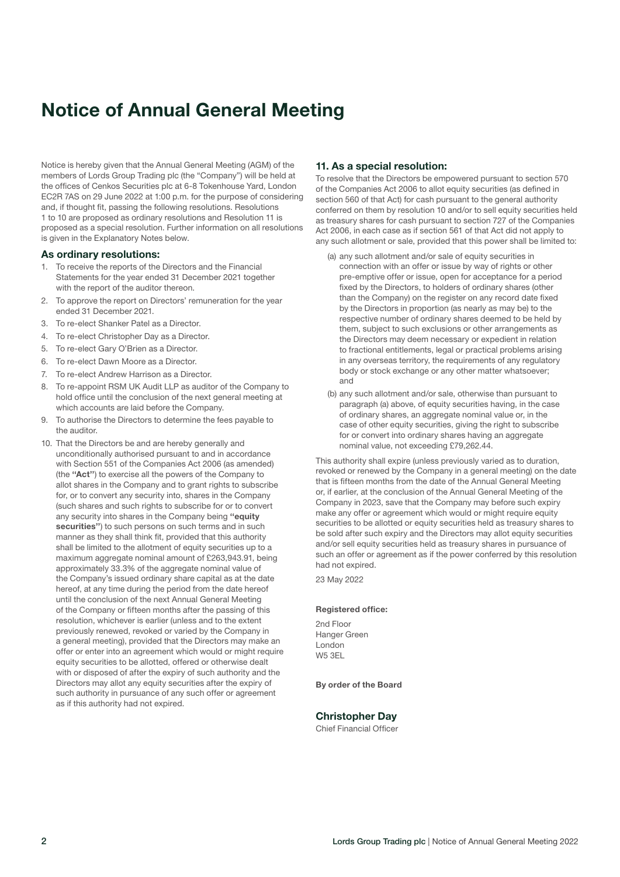# Notice of Annual General Meeting

Notice is hereby given that the Annual General Meeting (AGM) of the members of Lords Group Trading plc (the "Company") will be held at the offices of Cenkos Securities plc at 6-8 Tokenhouse Yard, London EC2R 7AS on 29 June 2022 at 1:00 p.m. for the purpose of considering and, if thought fit, passing the following resolutions. Resolutions 1 to 10 are proposed as ordinary resolutions and Resolution 11 is proposed as a special resolution. Further information on all resolutions is given in the Explanatory Notes below.

### As ordinary resolutions:

1. To receive the reports of the Directors and the Financial Statements for the year ended 31 December 2021 together with the report of the auditor thereon.
2. To approve the report on Directors' remuneration for the year ended 31 December 2021.
3. To re-elect Shanker Patel as a Director.
4. To re-elect Christopher Day as a Director.
5. To re-elect Gary O'Brien as a Director.
6. To re-elect Dawn Moore as a Director.
7. To re-elect Andrew Harrison as a Director.
8. To re-appoint RSM UK Audit LLP as auditor of the Company to hold office until the conclusion of the next general meeting at which accounts are laid before the Company.
9. To authorise the Directors to determine the fees payable to the auditor.
10. That the Directors be and are hereby generally and unconditionally authorised pursuant to and in accordance with Section 551 of the Companies Act 2006 (as amended) (the **"Act"**) to exercise all the powers of the Company to allot shares in the Company and to grant rights to subscribe for, or to convert any security into, shares in the Company (such shares and such rights to subscribe for or to convert any security into shares in the Company being **"equity securities"**) to such persons on such terms and in such manner as they shall think fit, provided that this authority shall be limited to the allotment of equity securities up to a maximum aggregate nominal amount of £263,943.91, being approximately 33.3% of the aggregate nominal value of the Company's issued ordinary share capital as at the date hereof, at any time during the period from the date hereof until the conclusion of the next Annual General Meeting of the Company or fifteen months after the passing of this resolution, whichever is earlier (unless and to the extent previously renewed, revoked or varied by the Company in a general meeting), provided that the Directors may make an offer or enter into an agreement which would or might require equity securities to be allotted, offered or otherwise dealt with or disposed of after the expiry of such authority and the Directors may allot any equity securities after the expiry of such authority in pursuance of any such offer or agreement as if this authority had not expired.

### 11. As a special resolution:

To resolve that the Directors be empowered pursuant to section 570 of the Companies Act 2006 to allot equity securities (as defined in section 560 of that Act) for cash pursuant to the general authority conferred on them by resolution 10 and/or to sell equity securities held as treasury shares for cash pursuant to section 727 of the Companies Act 2006, in each case as if section 561 of that Act did not apply to any such allotment or sale, provided that this power shall be limited to:

(a) any such allotment and/or sale of equity securities in connection with an offer or issue by way of rights or other pre-emptive offer or issue, open for acceptance for a period fixed by the Directors, to holders of ordinary shares (other than the Company) on the register on any record date fixed by the Directors in proportion (as nearly as may be) to the respective number of ordinary shares deemed to be held by them, subject to such exclusions or other arrangements as the Directors may deem necessary or expedient in relation to fractional entitlements, legal or practical problems arising in any overseas territory, the requirements of any regulatory body or stock exchange or any other matter whatsoever; and

(b) any such allotment and/or sale, otherwise than pursuant to paragraph (a) above, of equity securities having, in the case of ordinary shares, an aggregate nominal value or, in the case of other equity securities, giving the right to subscribe for or convert into ordinary shares having an aggregate nominal value, not exceeding £79,262.44.

This authority shall expire (unless previously varied as to duration, revoked or renewed by the Company in a general meeting) on the date that is fifteen months from the date of the Annual General Meeting or, if earlier, at the conclusion of the Annual General Meeting of the Company in 2023, save that the Company may before such expiry make any offer or agreement which would or might require equity securities to be allotted or equity securities held as treasury shares to be sold after such expiry and the Directors may allot equity securities and/or sell equity securities held as treasury shares in pursuance of such an offer or agreement as if the power conferred by this resolution had not expired.

23 May 2022

**Registered office:**

2nd Floor
Hanger Green
London
W5 3EL

**By order of the Board**

**Christopher Day**
Chief Financial Officer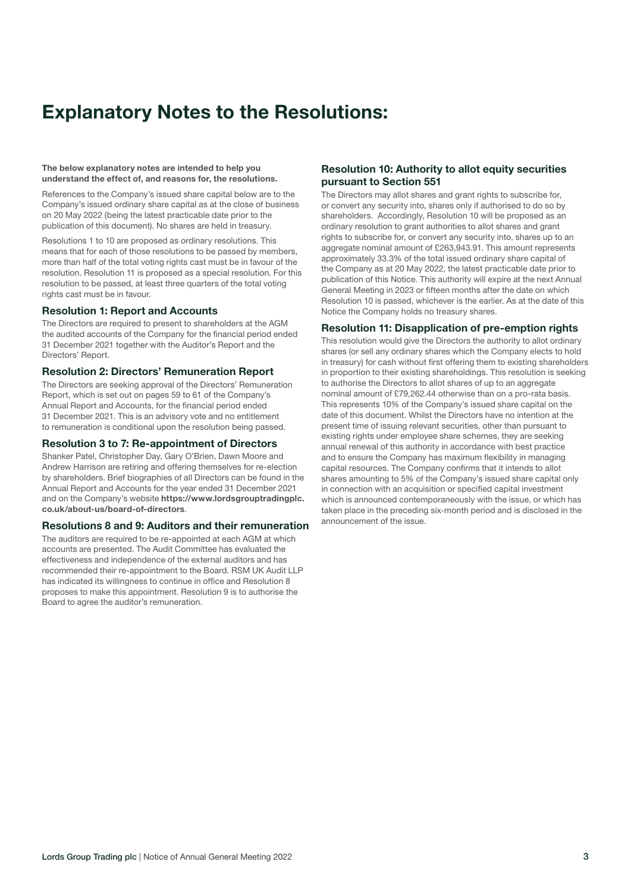# Explanatory Notes to the Resolutions:

**The below explanatory notes are intended to help you understand the effect of, and reasons for, the resolutions.**

References to the Company's issued share capital below are to the Company's issued ordinary share capital as at the close of business on 20 May 2022 (being the latest practicable date prior to the publication of this document). No shares are held in treasury.

Resolutions 1 to 10 are proposed as ordinary resolutions. This means that for each of those resolutions to be passed by members, more than half of the total voting rights cast must be in favour of the resolution. Resolution 11 is proposed as a special resolution. For this resolution to be passed, at least three quarters of the total voting rights cast must be in favour.

### Resolution 1: Report and Accounts

The Directors are required to present to shareholders at the AGM the audited accounts of the Company for the financial period ended 31 December 2021 together with the Auditor's Report and the Directors' Report.

### Resolution 2: Directors' Remuneration Report

The Directors are seeking approval of the Directors' Remuneration Report, which is set out on pages 59 to 61 of the Company's Annual Report and Accounts, for the financial period ended 31 December 2021. This is an advisory vote and no entitlement to remuneration is conditional upon the resolution being passed.

### Resolution 3 to 7: Re-appointment of Directors

Shanker Patel, Christopher Day, Gary O'Brien, Dawn Moore and Andrew Harrison are retiring and offering themselves for re-election by shareholders. Brief biographies of all Directors can be found in the Annual Report and Accounts for the year ended 31 December 2021 and on the Company's website **https://www.lordsgrouptradingplc.co.uk/about-us/board-of-directors**.

### Resolutions 8 and 9: Auditors and their remuneration

The auditors are required to be re-appointed at each AGM at which accounts are presented. The Audit Committee has evaluated the effectiveness and independence of the external auditors and has recommended their re-appointment to the Board. RSM UK Audit LLP has indicated its willingness to continue in office and Resolution 8 proposes to make this appointment. Resolution 9 is to authorise the Board to agree the auditor's remuneration.

### Resolution 10: Authority to allot equity securities pursuant to Section 551

The Directors may allot shares and grant rights to subscribe for, or convert any security into, shares only if authorised to do so by shareholders. Accordingly, Resolution 10 will be proposed as an ordinary resolution to grant authorities to allot shares and grant rights to subscribe for, or convert any security into, shares up to an aggregate nominal amount of £263,943.91. This amount represents approximately 33.3% of the total issued ordinary share capital of the Company as at 20 May 2022, the latest practicable date prior to publication of this Notice. This authority will expire at the next Annual General Meeting in 2023 or fifteen months after the date on which Resolution 10 is passed, whichever is the earlier. As at the date of this Notice the Company holds no treasury shares.

### Resolution 11: Disapplication of pre-emption rights

This resolution would give the Directors the authority to allot ordinary shares (or sell any ordinary shares which the Company elects to hold in treasury) for cash without first offering them to existing shareholders in proportion to their existing shareholdings. This resolution is seeking to authorise the Directors to allot shares of up to an aggregate nominal amount of £79,262.44 otherwise than on a pro-rata basis. This represents 10% of the Company's issued share capital on the date of this document. Whilst the Directors have no intention at the present time of issuing relevant securities, other than pursuant to existing rights under employee share schemes, they are seeking annual renewal of this authority in accordance with best practice and to ensure the Company has maximum flexibility in managing capital resources. The Company confirms that it intends to allot shares amounting to 5% of the Company's issued share capital only in connection with an acquisition or specified capital investment which is announced contemporaneously with the issue, or which has taken place in the preceding six-month period and is disclosed in the announcement of the issue.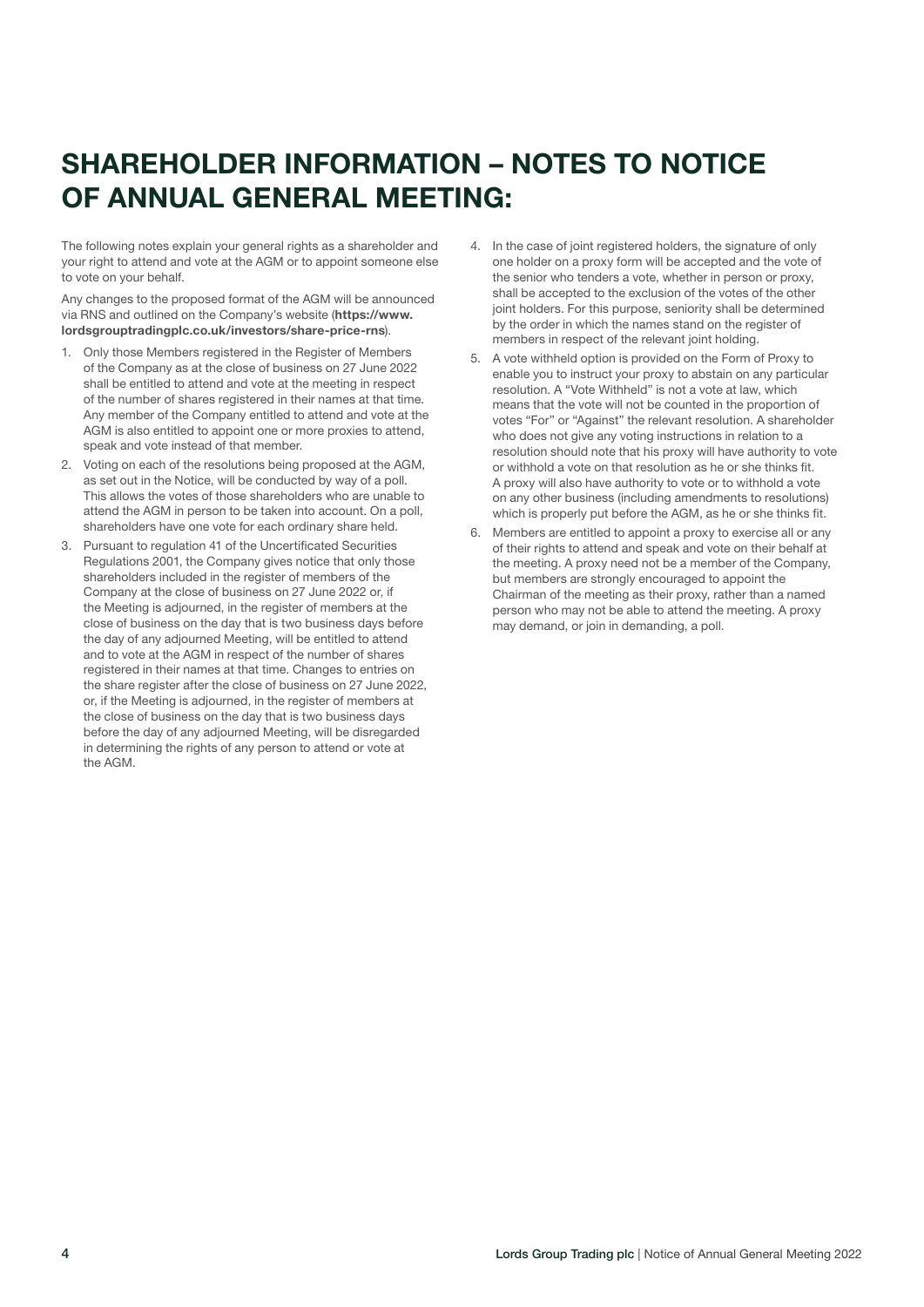# SHAREHOLDER INFORMATION – NOTES TO NOTICE OF ANNUAL GENERAL MEETING:

The following notes explain your general rights as a shareholder and your right to attend and vote at the AGM or to appoint someone else to vote on your behalf.

Any changes to the proposed format of the AGM will be announced via RNS and outlined on the Company's website (**https://www.lordsgrouptradingplc.co.uk/investors/share-price-rns**).

1. Only those Members registered in the Register of Members of the Company as at the close of business on 27 June 2022 shall be entitled to attend and vote at the meeting in respect of the number of shares registered in their names at that time. Any member of the Company entitled to attend and vote at the AGM is also entitled to appoint one or more proxies to attend, speak and vote instead of that member.
2. Voting on each of the resolutions being proposed at the AGM, as set out in the Notice, will be conducted by way of a poll. This allows the votes of those shareholders who are unable to attend the AGM in person to be taken into account. On a poll, shareholders have one vote for each ordinary share held.
3. Pursuant to regulation 41 of the Uncertificated Securities Regulations 2001, the Company gives notice that only those shareholders included in the register of members of the Company at the close of business on 27 June 2022 or, if the Meeting is adjourned, in the register of members at the close of business on the day that is two business days before the day of any adjourned Meeting, will be entitled to attend and to vote at the AGM in respect of the number of shares registered in their names at that time. Changes to entries on the share register after the close of business on 27 June 2022, or, if the Meeting is adjourned, in the register of members at the close of business on the day that is two business days before the day of any adjourned Meeting, will be disregarded in determining the rights of any person to attend or vote at the AGM.
4. In the case of joint registered holders, the signature of only one holder on a proxy form will be accepted and the vote of the senior who tenders a vote, whether in person or proxy, shall be accepted to the exclusion of the votes of the other joint holders. For this purpose, seniority shall be determined by the order in which the names stand on the register of members in respect of the relevant joint holding.
5. A vote withheld option is provided on the Form of Proxy to enable you to instruct your proxy to abstain on any particular resolution. A "Vote Withheld" is not a vote at law, which means that the vote will not be counted in the proportion of votes "For" or "Against" the relevant resolution. A shareholder who does not give any voting instructions in relation to a resolution should note that his proxy will have authority to vote or withhold a vote on that resolution as he or she thinks fit. A proxy will also have authority to vote or to withhold a vote on any other business (including amendments to resolutions) which is properly put before the AGM, as he or she thinks fit.
6. Members are entitled to appoint a proxy to exercise all or any of their rights to attend and speak and vote on their behalf at the meeting. A proxy need not be a member of the Company, but members are strongly encouraged to appoint the Chairman of the meeting as their proxy, rather than a named person who may not be able to attend the meeting. A proxy may demand, or join in demanding, a poll.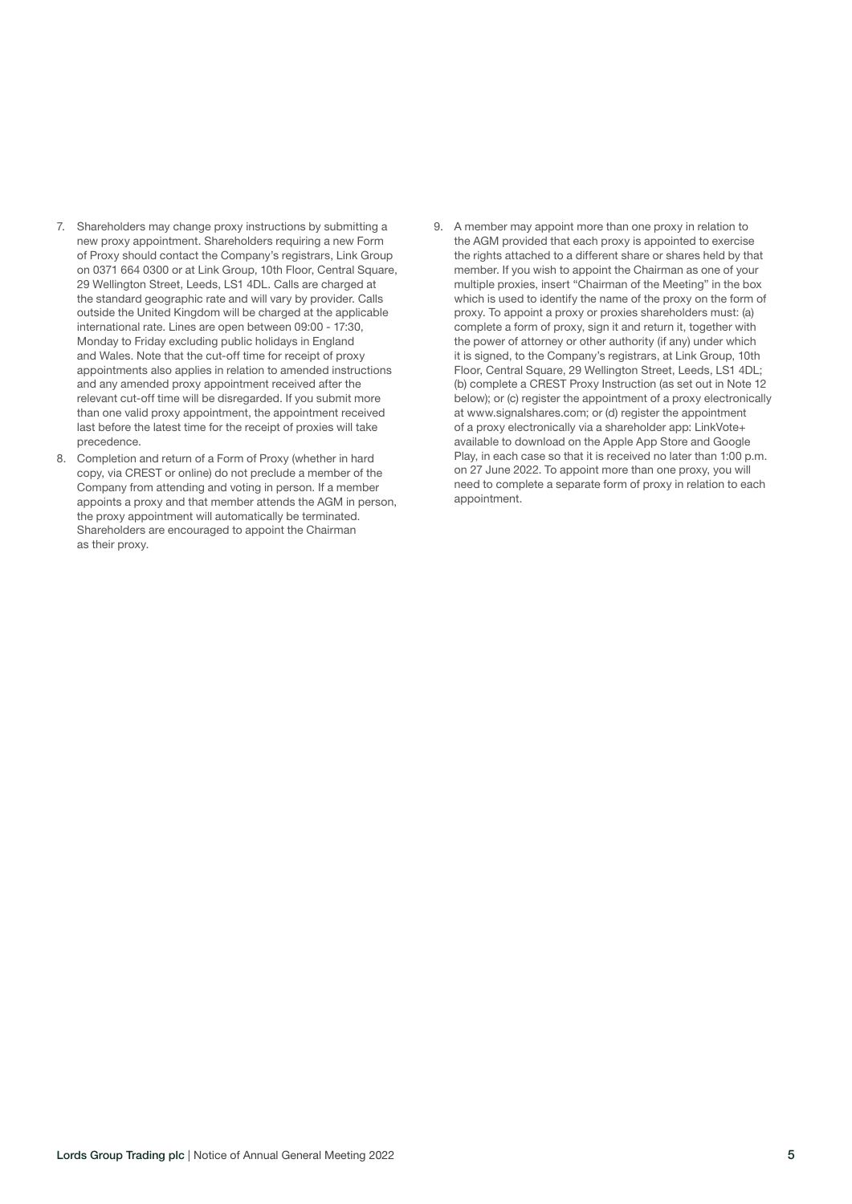7. Shareholders may change proxy instructions by submitting a new proxy appointment. Shareholders requiring a new Form of Proxy should contact the Company's registrars, Link Group on 0371 664 0300 or at Link Group, 10th Floor, Central Square, 29 Wellington Street, Leeds, LS1 4DL. Calls are charged at the standard geographic rate and will vary by provider. Calls outside the United Kingdom will be charged at the applicable international rate. Lines are open between 09:00 - 17:30, Monday to Friday excluding public holidays in England and Wales. Note that the cut-off time for receipt of proxy appointments also applies in relation to amended instructions and any amended proxy appointment received after the relevant cut-off time will be disregarded. If you submit more than one valid proxy appointment, the appointment received last before the latest time for the receipt of proxies will take precedence.
8. Completion and return of a Form of Proxy (whether in hard copy, via CREST or online) do not preclude a member of the Company from attending and voting in person. If a member appoints a proxy and that member attends the AGM in person, the proxy appointment will automatically be terminated. Shareholders are encouraged to appoint the Chairman as their proxy.
9. A member may appoint more than one proxy in relation to the AGM provided that each proxy is appointed to exercise the rights attached to a different share or shares held by that member. If you wish to appoint the Chairman as one of your multiple proxies, insert "Chairman of the Meeting" in the box which is used to identify the name of the proxy on the form of proxy. To appoint a proxy or proxies shareholders must: (a) complete a form of proxy, sign it and return it, together with the power of attorney or other authority (if any) under which it is signed, to the Company's registrars, at Link Group, 10th Floor, Central Square, 29 Wellington Street, Leeds, LS1 4DL; (b) complete a CREST Proxy Instruction (as set out in Note 12 below); or (c) register the appointment of a proxy electronically at www.signalshares.com; or (d) register the appointment of a proxy electronically via a shareholder app: LinkVote+ available to download on the Apple App Store and Google Play, in each case so that it is received no later than 1:00 p.m. on 27 June 2022. To appoint more than one proxy, you will need to complete a separate form of proxy in relation to each appointment.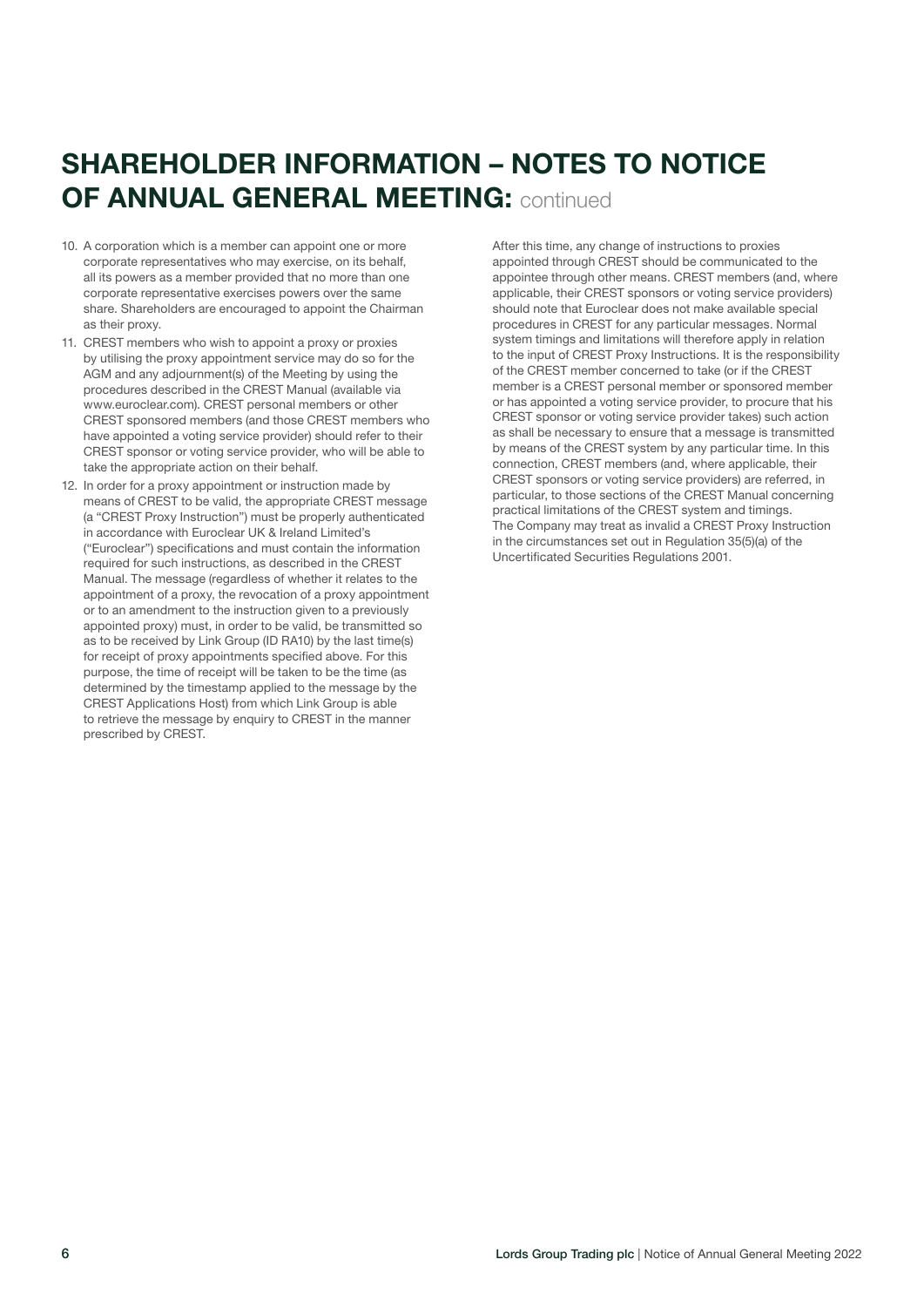# SHAREHOLDER INFORMATION – NOTES TO NOTICE OF ANNUAL GENERAL MEETING: continued

10. A corporation which is a member can appoint one or more corporate representatives who may exercise, on its behalf, all its powers as a member provided that no more than one corporate representative exercises powers over the same share. Shareholders are encouraged to appoint the Chairman as their proxy.
11. CREST members who wish to appoint a proxy or proxies by utilising the proxy appointment service may do so for the AGM and any adjournment(s) of the Meeting by using the procedures described in the CREST Manual (available via www.euroclear.com). CREST personal members or other CREST sponsored members (and those CREST members who have appointed a voting service provider) should refer to their CREST sponsor or voting service provider, who will be able to take the appropriate action on their behalf.
12. In order for a proxy appointment or instruction made by means of CREST to be valid, the appropriate CREST message (a "CREST Proxy Instruction") must be properly authenticated in accordance with Euroclear UK & Ireland Limited's ("Euroclear") specifications and must contain the information required for such instructions, as described in the CREST Manual. The message (regardless of whether it relates to the appointment of a proxy, the revocation of a proxy appointment or to an amendment to the instruction given to a previously appointed proxy) must, in order to be valid, be transmitted so as to be received by Link Group (ID RA10) by the last time(s) for receipt of proxy appointments specified above. For this purpose, the time of receipt will be taken to be the time (as determined by the timestamp applied to the message by the CREST Applications Host) from which Link Group is able to retrieve the message by enquiry to CREST in the manner prescribed by CREST.

    After this time, any change of instructions to proxies appointed through CREST should be communicated to the appointee through other means. CREST members (and, where applicable, their CREST sponsors or voting service providers) should note that Euroclear does not make available special procedures in CREST for any particular messages. Normal system timings and limitations will therefore apply in relation to the input of CREST Proxy Instructions. It is the responsibility of the CREST member concerned to take (or if the CREST member is a CREST personal member or sponsored member or has appointed a voting service provider, to procure that his CREST sponsor or voting service provider takes) such action as shall be necessary to ensure that a message is transmitted by means of the CREST system by any particular time. In this connection, CREST members (and, where applicable, their CREST sponsors or voting service providers) are referred, in particular, to those sections of the CREST Manual concerning practical limitations of the CREST system and timings. The Company may treat as invalid a CREST Proxy Instruction in the circumstances set out in Regulation 35(5)(a) of the Uncertificated Securities Regulations 2001.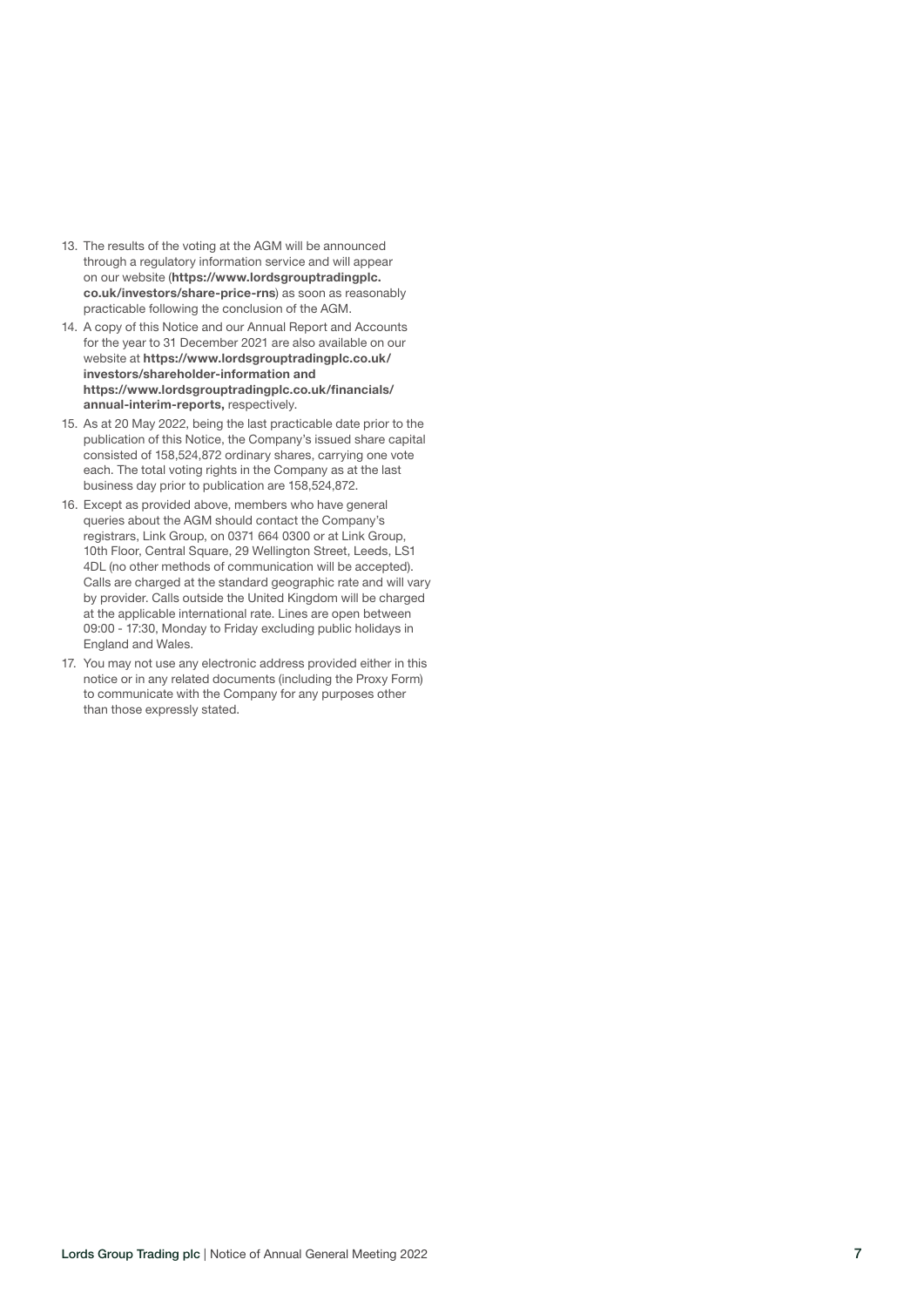13. The results of the voting at the AGM will be announced through a regulatory information service and will appear on our website (**https://www.lordsgrouptradingplc.co.uk/investors/share-price-rns**) as soon as reasonably practicable following the conclusion of the AGM.
14. A copy of this Notice and our Annual Report and Accounts for the year to 31 December 2021 are also available on our website at **https://www.lordsgrouptradingplc.co.uk/investors/shareholder-information and https://www.lordsgrouptradingplc.co.uk/financials/annual-interim-reports,** respectively.
15. As at 20 May 2022, being the last practicable date prior to the publication of this Notice, the Company's issued share capital consisted of 158,524,872 ordinary shares, carrying one vote each. The total voting rights in the Company as at the last business day prior to publication are 158,524,872.
16. Except as provided above, members who have general queries about the AGM should contact the Company's registrars, Link Group, on 0371 664 0300 or at Link Group, 10th Floor, Central Square, 29 Wellington Street, Leeds, LS1 4DL (no other methods of communication will be accepted). Calls are charged at the standard geographic rate and will vary by provider. Calls outside the United Kingdom will be charged at the applicable international rate. Lines are open between 09:00 - 17:30, Monday to Friday excluding public holidays in England and Wales.
17. You may not use any electronic address provided either in this notice or in any related documents (including the Proxy Form) to communicate with the Company for any purposes other than those expressly stated.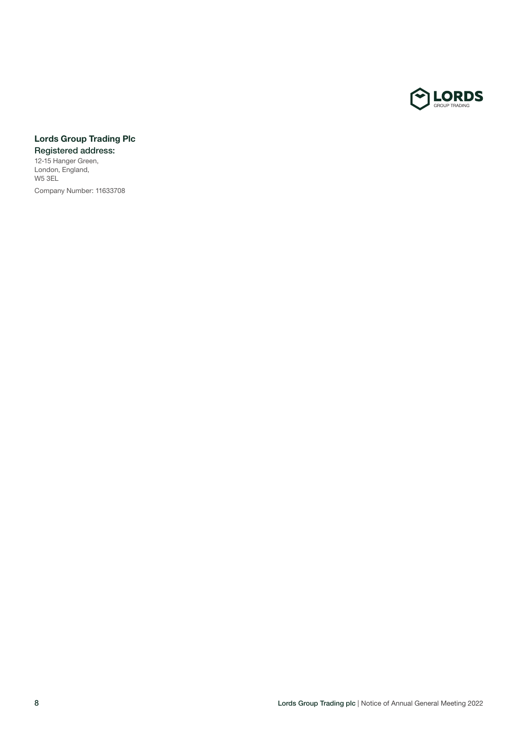**Lords Group Trading Plc**

Registered address:

12-15 Hanger Green,
London, England,
W5 3EL

Company Number: 11633708